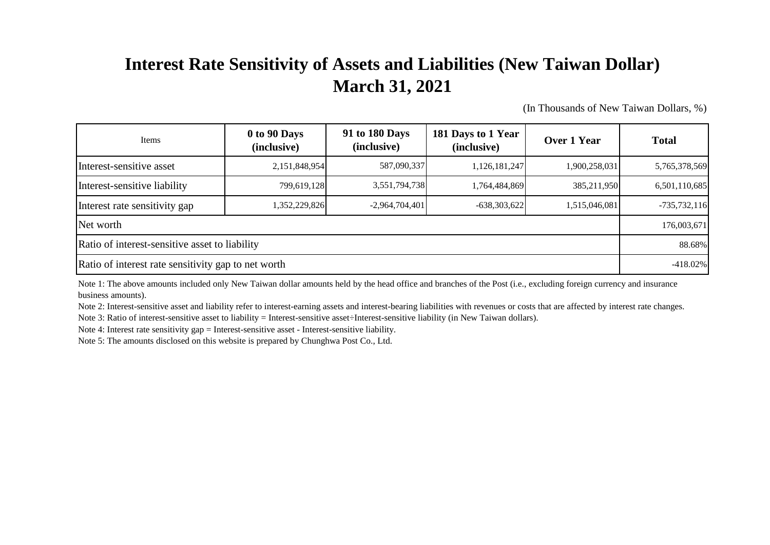# Interest Rate Sensitivity of Assets and Liabilities (New Taiwan Dollar)
# March 31, 2021

(In Thousands of New Taiwan Dollars, %)

| Items | 0 to 90 Days (inclusive) | 91 to 180 Days (inclusive) | 181 Days to 1 Year (inclusive) | Over 1 Year | Total |
|---|---|---|---|---|---|
| Interest-sensitive asset | 2,151,848,954 | 587,090,337 | 1,126,181,247 | 1,900,258,031 | 5,765,378,569 |
| Interest-sensitive liability | 799,619,128 | 3,551,794,738 | 1,764,484,869 | 385,211,950 | 6,501,110,685 |
| Interest rate sensitivity gap | 1,352,229,826 | -2,964,704,401 | -638,303,622 | 1,515,046,081 | -735,732,116 |
| Net worth | | | | | 176,003,671 |
| Ratio of interest-sensitive asset to liability | | | | | 88.68% |
| Ratio of interest rate sensitivity gap to net worth | | | | | -418.02% |

Note 1: The above amounts included only New Taiwan dollar amounts held by the head office and branches of the Post (i.e., excluding foreign currency and insurance business amounts).

Note 2: Interest-sensitive asset and liability refer to interest-earning assets and interest-bearing liabilities with revenues or costs that are affected by interest rate changes.

Note 3: Ratio of interest-sensitive asset to liability = Interest-sensitive asset÷Interest-sensitive liability (in New Taiwan dollars).

Note 4: Interest rate sensitivity gap = Interest-sensitive asset - Interest-sensitive liability.

Note 5: The amounts disclosed on this website is prepared by Chunghwa Post Co., Ltd.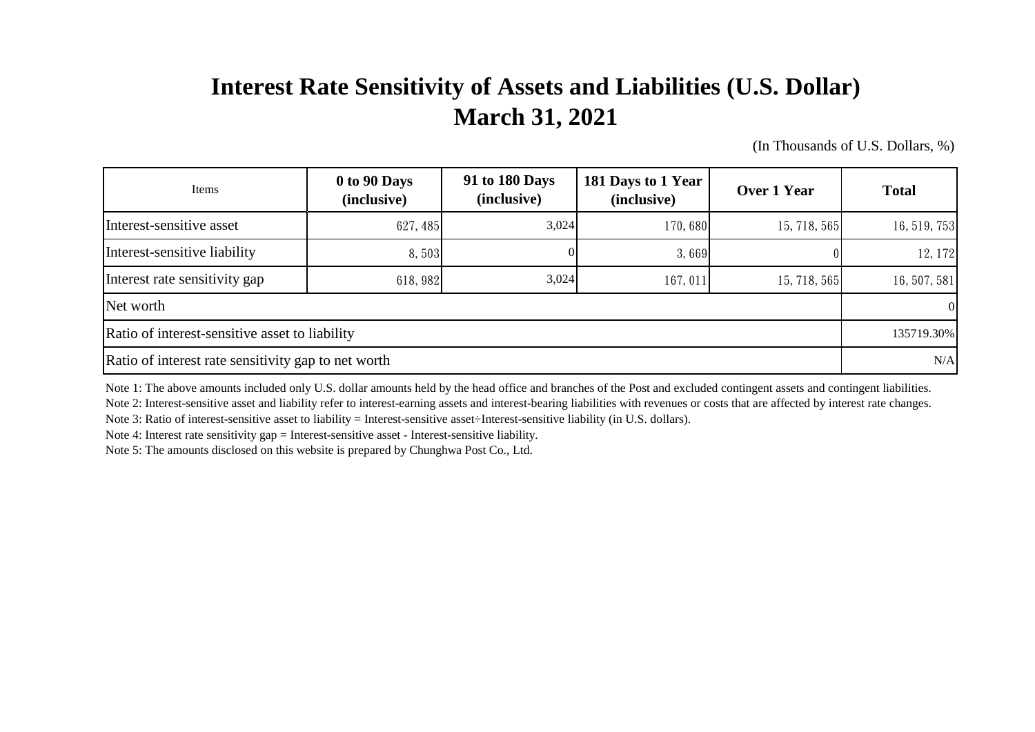# Interest Rate Sensitivity of Assets and Liabilities (U.S. Dollar)
# March 31, 2021

(In Thousands of U.S. Dollars, %)

| Items | 0 to 90 Days (inclusive) | 91 to 180 Days (inclusive) | 181 Days to 1 Year (inclusive) | Over 1 Year | Total |
|---|---|---|---|---|---|
| Interest-sensitive asset | 627, 485 | 3,024 | 170, 680 | 15, 718, 565 | 16, 519, 753 |
| Interest-sensitive liability | 8, 503 | 0 | 3, 669 | 0 | 12, 172 |
| Interest rate sensitivity gap | 618, 982 | 3,024 | 167, 011 | 15, 718, 565 | 16, 507, 581 |
| Net worth | | | | | 0 |
| Ratio of interest-sensitive asset to liability | | | | | 135719.30% |
| Ratio of interest rate sensitivity gap to net worth | | | | | N/A |

Note 1: The above amounts included only U.S. dollar amounts held by the head office and branches of the Post and excluded contingent assets and contingent liabilities.

Note 2: Interest-sensitive asset and liability refer to interest-earning assets and interest-bearing liabilities with revenues or costs that are affected by interest rate changes.

Note 3: Ratio of interest-sensitive asset to liability = Interest-sensitive asset÷Interest-sensitive liability (in U.S. dollars).

Note 4: Interest rate sensitivity gap = Interest-sensitive asset - Interest-sensitive liability.

Note 5: The amounts disclosed on this website is prepared by Chunghwa Post Co., Ltd.